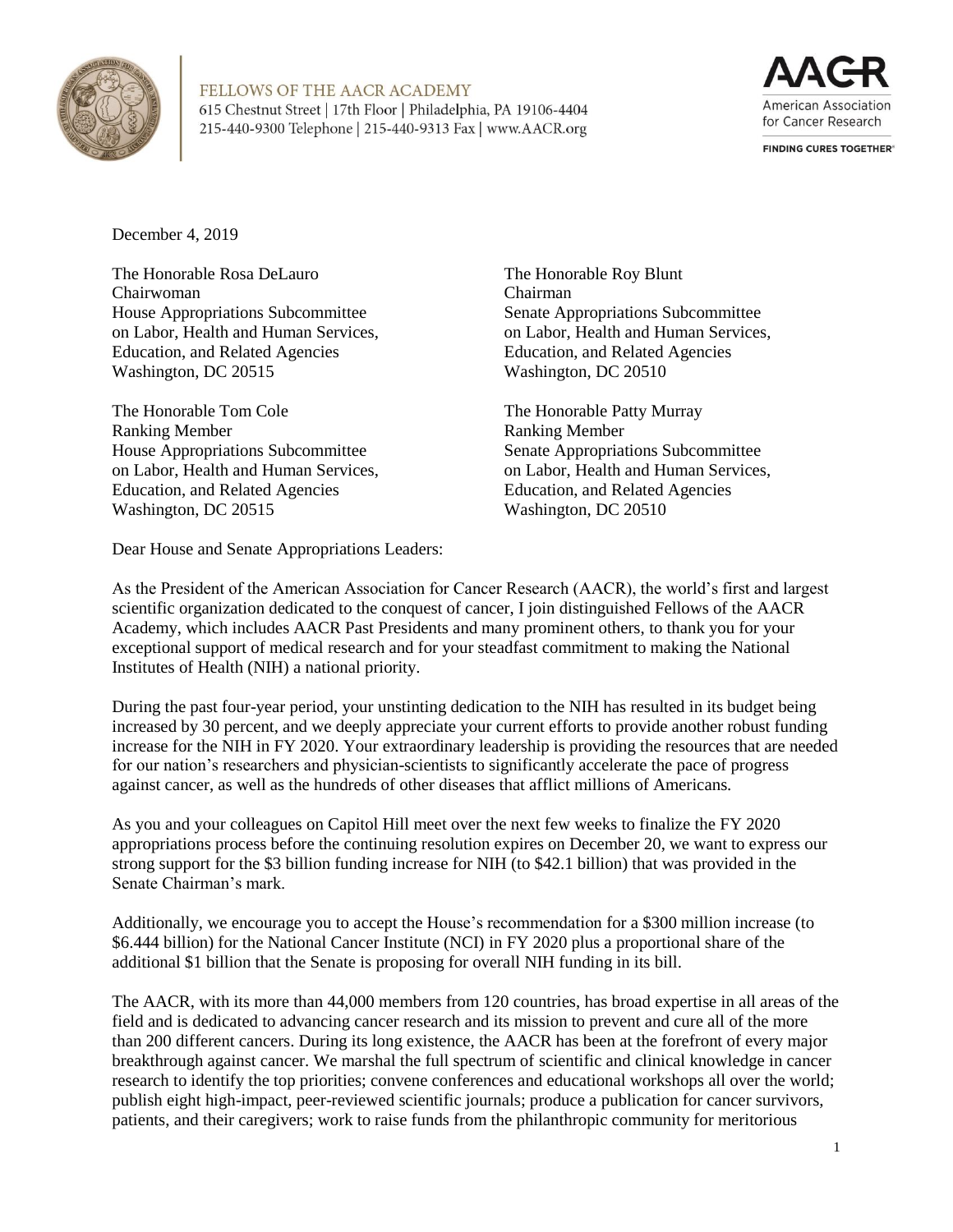FELLOWS OF THE AACR ACADEMY
615 Chestnut Street | 17th Floor | Philadelphia, PA 19106-4404
215-440-9300 Telephone | 215-440-9313 Fax | www.AACR.org

AACR
American Association for Cancer Research
FINDING CURES TOGETHER®

December 4, 2019

The Honorable Rosa DeLauro
Chairwoman
House Appropriations Subcommittee
on Labor, Health and Human Services,
Education, and Related Agencies
Washington, DC 20515

The Honorable Tom Cole
Ranking Member
House Appropriations Subcommittee
on Labor, Health and Human Services,
Education, and Related Agencies
Washington, DC 20515

The Honorable Roy Blunt
Chairman
Senate Appropriations Subcommittee
on Labor, Health and Human Services,
Education, and Related Agencies
Washington, DC 20510

The Honorable Patty Murray
Ranking Member
Senate Appropriations Subcommittee
on Labor, Health and Human Services,
Education, and Related Agencies
Washington, DC 20510

Dear House and Senate Appropriations Leaders:

As the President of the American Association for Cancer Research (AACR), the world's first and largest scientific organization dedicated to the conquest of cancer, I join distinguished Fellows of the AACR Academy, which includes AACR Past Presidents and many prominent others, to thank you for your exceptional support of medical research and for your steadfast commitment to making the National Institutes of Health (NIH) a national priority.

During the past four-year period, your unstinting dedication to the NIH has resulted in its budget being increased by 30 percent, and we deeply appreciate your current efforts to provide another robust funding increase for the NIH in FY 2020. Your extraordinary leadership is providing the resources that are needed for our nation's researchers and physician-scientists to significantly accelerate the pace of progress against cancer, as well as the hundreds of other diseases that afflict millions of Americans.

As you and your colleagues on Capitol Hill meet over the next few weeks to finalize the FY 2020 appropriations process before the continuing resolution expires on December 20, we want to express our strong support for the \$3 billion funding increase for NIH (to \$42.1 billion) that was provided in the Senate Chairman's mark.

Additionally, we encourage you to accept the House's recommendation for a \$300 million increase (to \$6.444 billion) for the National Cancer Institute (NCI) in FY 2020 plus a proportional share of the additional \$1 billion that the Senate is proposing for overall NIH funding in its bill.

The AACR, with its more than 44,000 members from 120 countries, has broad expertise in all areas of the field and is dedicated to advancing cancer research and its mission to prevent and cure all of the more than 200 different cancers. During its long existence, the AACR has been at the forefront of every major breakthrough against cancer. We marshal the full spectrum of scientific and clinical knowledge in cancer research to identify the top priorities; convene conferences and educational workshops all over the world; publish eight high-impact, peer-reviewed scientific journals; produce a publication for cancer survivors, patients, and their caregivers; work to raise funds from the philanthropic community for meritorious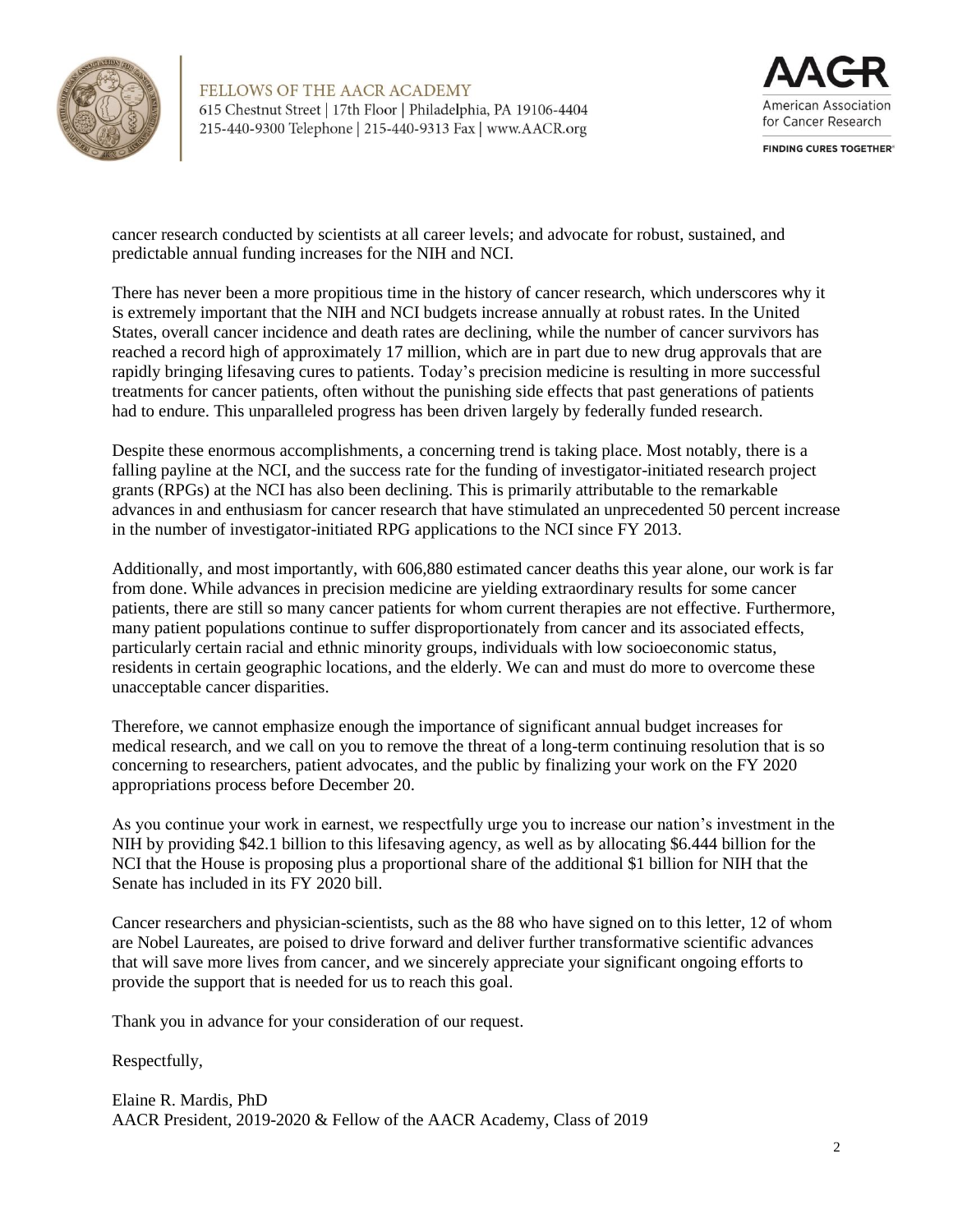cancer research conducted by scientists at all career levels; and advocate for robust, sustained, and predictable annual funding increases for the NIH and NCI.

There has never been a more propitious time in the history of cancer research, which underscores why it is extremely important that the NIH and NCI budgets increase annually at robust rates. In the United States, overall cancer incidence and death rates are declining, while the number of cancer survivors has reached a record high of approximately 17 million, which are in part due to new drug approvals that are rapidly bringing lifesaving cures to patients. Today's precision medicine is resulting in more successful treatments for cancer patients, often without the punishing side effects that past generations of patients had to endure. This unparalleled progress has been driven largely by federally funded research.

Despite these enormous accomplishments, a concerning trend is taking place. Most notably, there is a falling payline at the NCI, and the success rate for the funding of investigator-initiated research project grants (RPGs) at the NCI has also been declining. This is primarily attributable to the remarkable advances in and enthusiasm for cancer research that have stimulated an unprecedented 50 percent increase in the number of investigator-initiated RPG applications to the NCI since FY 2013.

Additionally, and most importantly, with 606,880 estimated cancer deaths this year alone, our work is far from done. While advances in precision medicine are yielding extraordinary results for some cancer patients, there are still so many cancer patients for whom current therapies are not effective. Furthermore, many patient populations continue to suffer disproportionately from cancer and its associated effects, particularly certain racial and ethnic minority groups, individuals with low socioeconomic status, residents in certain geographic locations, and the elderly. We can and must do more to overcome these unacceptable cancer disparities.

Therefore, we cannot emphasize enough the importance of significant annual budget increases for medical research, and we call on you to remove the threat of a long-term continuing resolution that is so concerning to researchers, patient advocates, and the public by finalizing your work on the FY 2020 appropriations process before December 20.

As you continue your work in earnest, we respectfully urge you to increase our nation's investment in the NIH by providing $42.1 billion to this lifesaving agency, as well as by allocating $6.444 billion for the NCI that the House is proposing plus a proportional share of the additional $1 billion for NIH that the Senate has included in its FY 2020 bill.

Cancer researchers and physician-scientists, such as the 88 who have signed on to this letter, 12 of whom are Nobel Laureates, are poised to drive forward and deliver further transformative scientific advances that will save more lives from cancer, and we sincerely appreciate your significant ongoing efforts to provide the support that is needed for us to reach this goal.

Thank you in advance for your consideration of our request.

Respectfully,

Elaine R. Mardis, PhD
AACR President, 2019-2020 & Fellow of the AACR Academy, Class of 2019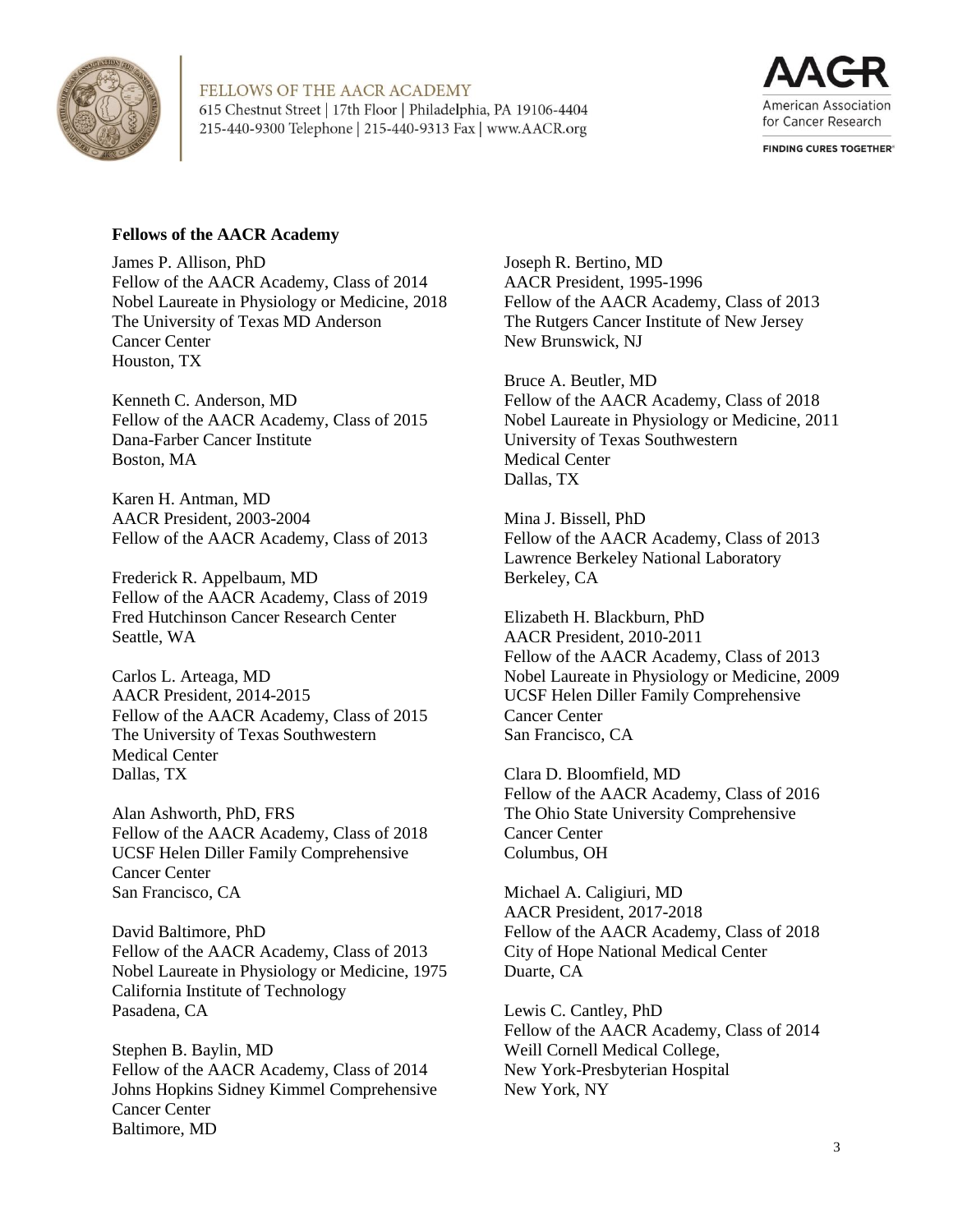**Fellows of the AACR Academy**

James P. Allison, PhD
Fellow of the AACR Academy, Class of 2014
Nobel Laureate in Physiology or Medicine, 2018
The University of Texas MD Anderson Cancer Center
Houston, TX

Kenneth C. Anderson, MD
Fellow of the AACR Academy, Class of 2015
Dana-Farber Cancer Institute
Boston, MA

Karen H. Antman, MD
AACR President, 2003-2004
Fellow of the AACR Academy, Class of 2013

Frederick R. Appelbaum, MD
Fellow of the AACR Academy, Class of 2019
Fred Hutchinson Cancer Research Center
Seattle, WA

Carlos L. Arteaga, MD
AACR President, 2014-2015
Fellow of the AACR Academy, Class of 2015
The University of Texas Southwestern Medical Center
Dallas, TX

Alan Ashworth, PhD, FRS
Fellow of the AACR Academy, Class of 2018
UCSF Helen Diller Family Comprehensive Cancer Center
San Francisco, CA

David Baltimore, PhD
Fellow of the AACR Academy, Class of 2013
Nobel Laureate in Physiology or Medicine, 1975
California Institute of Technology
Pasadena, CA

Stephen B. Baylin, MD
Fellow of the AACR Academy, Class of 2014
Johns Hopkins Sidney Kimmel Comprehensive Cancer Center
Baltimore, MD

Joseph R. Bertino, MD
AACR President, 1995-1996
Fellow of the AACR Academy, Class of 2013
The Rutgers Cancer Institute of New Jersey
New Brunswick, NJ

Bruce A. Beutler, MD
Fellow of the AACR Academy, Class of 2018
Nobel Laureate in Physiology or Medicine, 2011
University of Texas Southwestern Medical Center
Dallas, TX

Mina J. Bissell, PhD
Fellow of the AACR Academy, Class of 2013
Lawrence Berkeley National Laboratory
Berkeley, CA

Elizabeth H. Blackburn, PhD
AACR President, 2010-2011
Fellow of the AACR Academy, Class of 2013
Nobel Laureate in Physiology or Medicine, 2009
UCSF Helen Diller Family Comprehensive Cancer Center
San Francisco, CA

Clara D. Bloomfield, MD
Fellow of the AACR Academy, Class of 2016
The Ohio State University Comprehensive Cancer Center
Columbus, OH

Michael A. Caligiuri, MD
AACR President, 2017-2018
Fellow of the AACR Academy, Class of 2018
City of Hope National Medical Center
Duarte, CA

Lewis C. Cantley, PhD
Fellow of the AACR Academy, Class of 2014
Weill Cornell Medical College,
New York-Presbyterian Hospital
New York, NY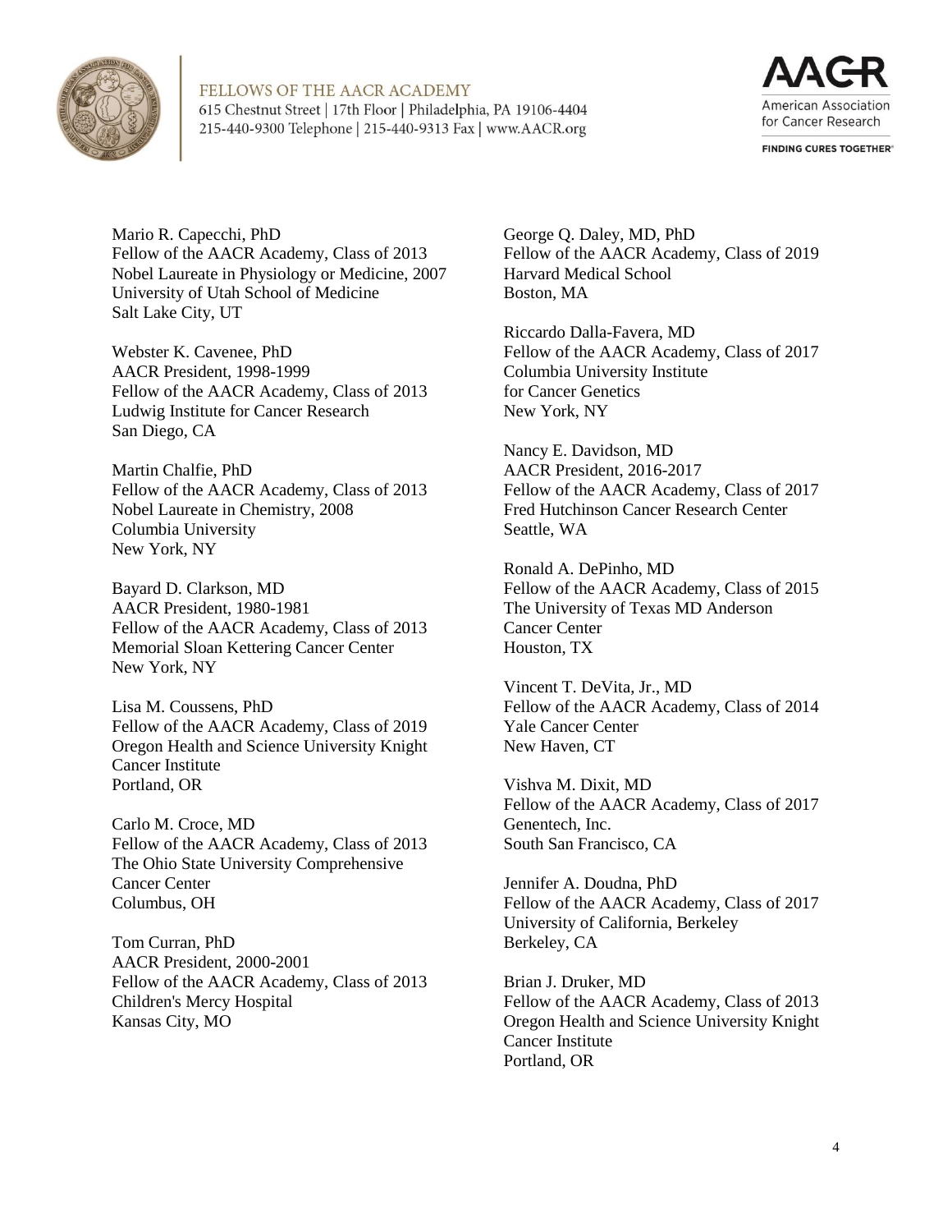Mario R. Capecchi, PhD
Fellow of the AACR Academy, Class of 2013
Nobel Laureate in Physiology or Medicine, 2007
University of Utah School of Medicine
Salt Lake City, UT

Webster K. Cavenee, PhD
AACR President, 1998-1999
Fellow of the AACR Academy, Class of 2013
Ludwig Institute for Cancer Research
San Diego, CA

Martin Chalfie, PhD
Fellow of the AACR Academy, Class of 2013
Nobel Laureate in Chemistry, 2008
Columbia University
New York, NY

Bayard D. Clarkson, MD
AACR President, 1980-1981
Fellow of the AACR Academy, Class of 2013
Memorial Sloan Kettering Cancer Center
New York, NY

Lisa M. Coussens, PhD
Fellow of the AACR Academy, Class of 2019
Oregon Health and Science University Knight Cancer Institute
Portland, OR

Carlo M. Croce, MD
Fellow of the AACR Academy, Class of 2013
The Ohio State University Comprehensive Cancer Center
Columbus, OH

Tom Curran, PhD
AACR President, 2000-2001
Fellow of the AACR Academy, Class of 2013
Children's Mercy Hospital
Kansas City, MO

George Q. Daley, MD, PhD
Fellow of the AACR Academy, Class of 2019
Harvard Medical School
Boston, MA

Riccardo Dalla-Favera, MD
Fellow of the AACR Academy, Class of 2017
Columbia University Institute for Cancer Genetics
New York, NY

Nancy E. Davidson, MD
AACR President, 2016-2017
Fellow of the AACR Academy, Class of 2017
Fred Hutchinson Cancer Research Center
Seattle, WA

Ronald A. DePinho, MD
Fellow of the AACR Academy, Class of 2015
The University of Texas MD Anderson Cancer Center
Houston, TX

Vincent T. DeVita, Jr., MD
Fellow of the AACR Academy, Class of 2014
Yale Cancer Center
New Haven, CT

Vishva M. Dixit, MD
Fellow of the AACR Academy, Class of 2017
Genentech, Inc.
South San Francisco, CA

Jennifer A. Doudna, PhD
Fellow of the AACR Academy, Class of 2017
University of California, Berkeley
Berkeley, CA

Brian J. Druker, MD
Fellow of the AACR Academy, Class of 2013
Oregon Health and Science University Knight Cancer Institute
Portland, OR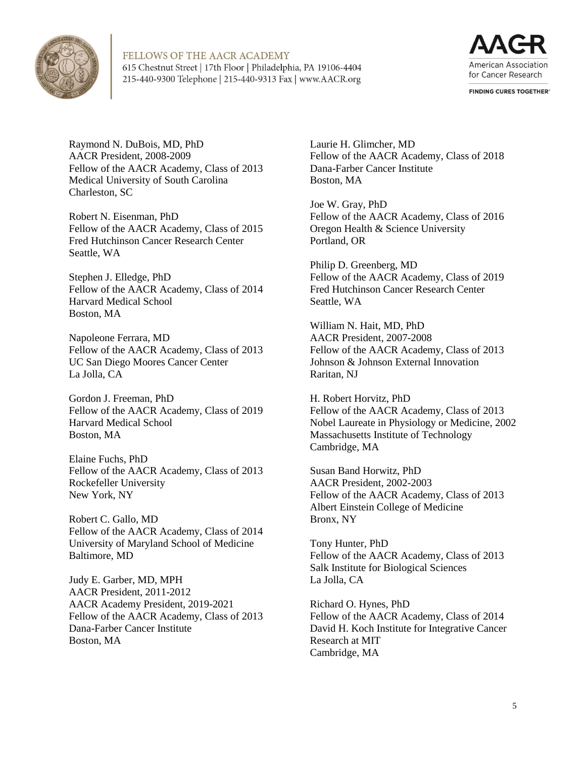Raymond N. DuBois, MD, PhD
AACR President, 2008-2009
Fellow of the AACR Academy, Class of 2013
Medical University of South Carolina
Charleston, SC

Robert N. Eisenman, PhD
Fellow of the AACR Academy, Class of 2015
Fred Hutchinson Cancer Research Center
Seattle, WA

Stephen J. Elledge, PhD
Fellow of the AACR Academy, Class of 2014
Harvard Medical School
Boston, MA

Napoleone Ferrara, MD
Fellow of the AACR Academy, Class of 2013
UC San Diego Moores Cancer Center
La Jolla, CA

Gordon J. Freeman, PhD
Fellow of the AACR Academy, Class of 2019
Harvard Medical School
Boston, MA

Elaine Fuchs, PhD
Fellow of the AACR Academy, Class of 2013
Rockefeller University
New York, NY

Robert C. Gallo, MD
Fellow of the AACR Academy, Class of 2014
University of Maryland School of Medicine
Baltimore, MD

Judy E. Garber, MD, MPH
AACR President, 2011-2012
AACR Academy President, 2019-2021
Fellow of the AACR Academy, Class of 2013
Dana-Farber Cancer Institute
Boston, MA

Laurie H. Glimcher, MD
Fellow of the AACR Academy, Class of 2018
Dana-Farber Cancer Institute
Boston, MA

Joe W. Gray, PhD
Fellow of the AACR Academy, Class of 2016
Oregon Health & Science University
Portland, OR

Philip D. Greenberg, MD
Fellow of the AACR Academy, Class of 2019
Fred Hutchinson Cancer Research Center
Seattle, WA

William N. Hait, MD, PhD
AACR President, 2007-2008
Fellow of the AACR Academy, Class of 2013
Johnson & Johnson External Innovation
Raritan, NJ

H. Robert Horvitz, PhD
Fellow of the AACR Academy, Class of 2013
Nobel Laureate in Physiology or Medicine, 2002
Massachusetts Institute of Technology
Cambridge, MA

Susan Band Horwitz, PhD
AACR President, 2002-2003
Fellow of the AACR Academy, Class of 2013
Albert Einstein College of Medicine
Bronx, NY

Tony Hunter, PhD
Fellow of the AACR Academy, Class of 2013
Salk Institute for Biological Sciences
La Jolla, CA

Richard O. Hynes, PhD
Fellow of the AACR Academy, Class of 2014
David H. Koch Institute for Integrative Cancer Research at MIT
Cambridge, MA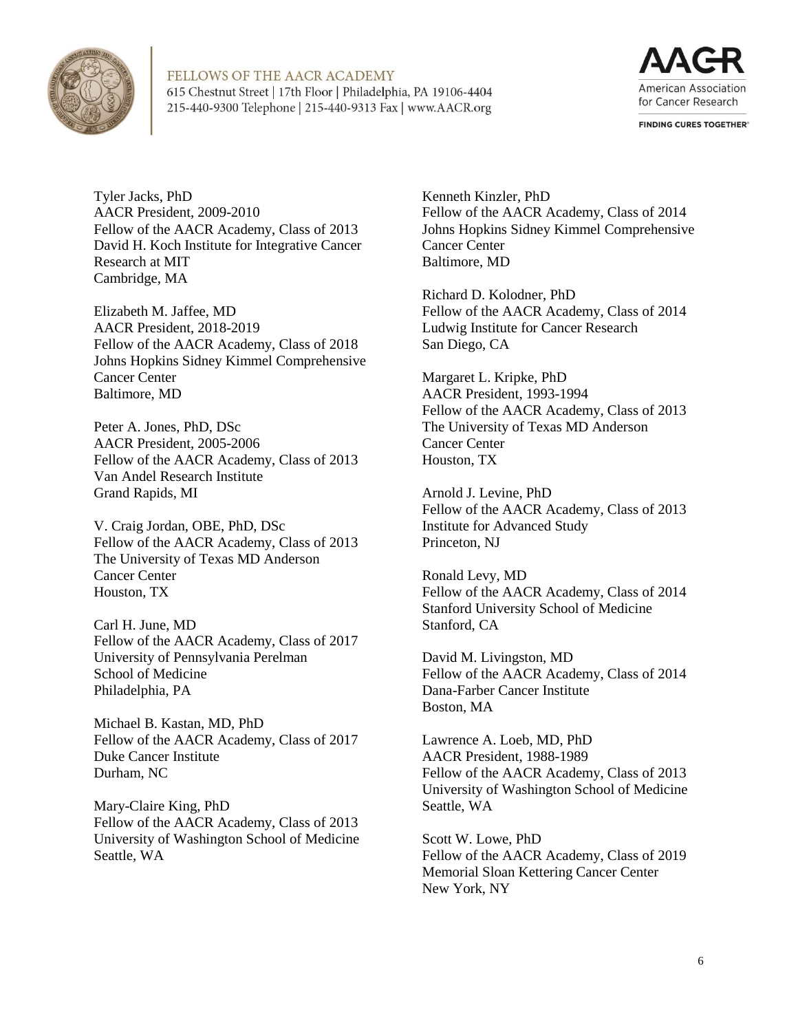Tyler Jacks, PhD
AACR President, 2009-2010
Fellow of the AACR Academy, Class of 2013
David H. Koch Institute for Integrative Cancer Research at MIT
Cambridge, MA

Elizabeth M. Jaffee, MD
AACR President, 2018-2019
Fellow of the AACR Academy, Class of 2018
Johns Hopkins Sidney Kimmel Comprehensive Cancer Center
Baltimore, MD

Peter A. Jones, PhD, DSc
AACR President, 2005-2006
Fellow of the AACR Academy, Class of 2013
Van Andel Research Institute
Grand Rapids, MI

V. Craig Jordan, OBE, PhD, DSc
Fellow of the AACR Academy, Class of 2013
The University of Texas MD Anderson Cancer Center
Houston, TX

Carl H. June, MD
Fellow of the AACR Academy, Class of 2017
University of Pennsylvania Perelman School of Medicine
Philadelphia, PA

Michael B. Kastan, MD, PhD
Fellow of the AACR Academy, Class of 2017
Duke Cancer Institute
Durham, NC

Mary-Claire King, PhD
Fellow of the AACR Academy, Class of 2013
University of Washington School of Medicine
Seattle, WA

Kenneth Kinzler, PhD
Fellow of the AACR Academy, Class of 2014
Johns Hopkins Sidney Kimmel Comprehensive Cancer Center
Baltimore, MD

Richard D. Kolodner, PhD
Fellow of the AACR Academy, Class of 2014
Ludwig Institute for Cancer Research
San Diego, CA

Margaret L. Kripke, PhD
AACR President, 1993-1994
Fellow of the AACR Academy, Class of 2013
The University of Texas MD Anderson Cancer Center
Houston, TX

Arnold J. Levine, PhD
Fellow of the AACR Academy, Class of 2013
Institute for Advanced Study
Princeton, NJ

Ronald Levy, MD
Fellow of the AACR Academy, Class of 2014
Stanford University School of Medicine
Stanford, CA

David M. Livingston, MD
Fellow of the AACR Academy, Class of 2014
Dana-Farber Cancer Institute
Boston, MA

Lawrence A. Loeb, MD, PhD
AACR President, 1988-1989
Fellow of the AACR Academy, Class of 2013
University of Washington School of Medicine
Seattle, WA

Scott W. Lowe, PhD
Fellow of the AACR Academy, Class of 2019
Memorial Sloan Kettering Cancer Center
New York, NY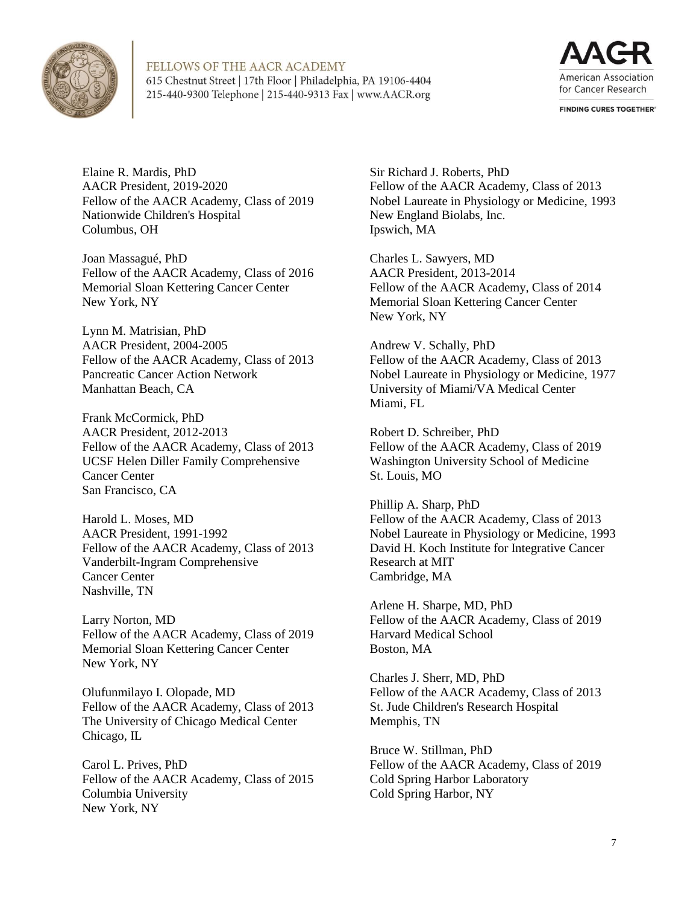Elaine R. Mardis, PhD
AACR President, 2019-2020
Fellow of the AACR Academy, Class of 2019
Nationwide Children's Hospital
Columbus, OH

Joan Massagué, PhD
Fellow of the AACR Academy, Class of 2016
Memorial Sloan Kettering Cancer Center
New York, NY

Lynn M. Matrisian, PhD
AACR President, 2004-2005
Fellow of the AACR Academy, Class of 2013
Pancreatic Cancer Action Network
Manhattan Beach, CA

Frank McCormick, PhD
AACR President, 2012-2013
Fellow of the AACR Academy, Class of 2013
UCSF Helen Diller Family Comprehensive Cancer Center
San Francisco, CA

Harold L. Moses, MD
AACR President, 1991-1992
Fellow of the AACR Academy, Class of 2013
Vanderbilt-Ingram Comprehensive Cancer Center
Nashville, TN

Larry Norton, MD
Fellow of the AACR Academy, Class of 2019
Memorial Sloan Kettering Cancer Center
New York, NY

Olufunmilayo I. Olopade, MD
Fellow of the AACR Academy, Class of 2013
The University of Chicago Medical Center
Chicago, IL

Carol L. Prives, PhD
Fellow of the AACR Academy, Class of 2015
Columbia University
New York, NY

Sir Richard J. Roberts, PhD
Fellow of the AACR Academy, Class of 2013
Nobel Laureate in Physiology or Medicine, 1993
New England Biolabs, Inc.
Ipswich, MA

Charles L. Sawyers, MD
AACR President, 2013-2014
Fellow of the AACR Academy, Class of 2014
Memorial Sloan Kettering Cancer Center
New York, NY

Andrew V. Schally, PhD
Fellow of the AACR Academy, Class of 2013
Nobel Laureate in Physiology or Medicine, 1977
University of Miami/VA Medical Center
Miami, FL

Robert D. Schreiber, PhD
Fellow of the AACR Academy, Class of 2019
Washington University School of Medicine
St. Louis, MO

Phillip A. Sharp, PhD
Fellow of the AACR Academy, Class of 2013
Nobel Laureate in Physiology or Medicine, 1993
David H. Koch Institute for Integrative Cancer Research at MIT
Cambridge, MA

Arlene H. Sharpe, MD, PhD
Fellow of the AACR Academy, Class of 2019
Harvard Medical School
Boston, MA

Charles J. Sherr, MD, PhD
Fellow of the AACR Academy, Class of 2013
St. Jude Children's Research Hospital
Memphis, TN

Bruce W. Stillman, PhD
Fellow of the AACR Academy, Class of 2019
Cold Spring Harbor Laboratory
Cold Spring Harbor, NY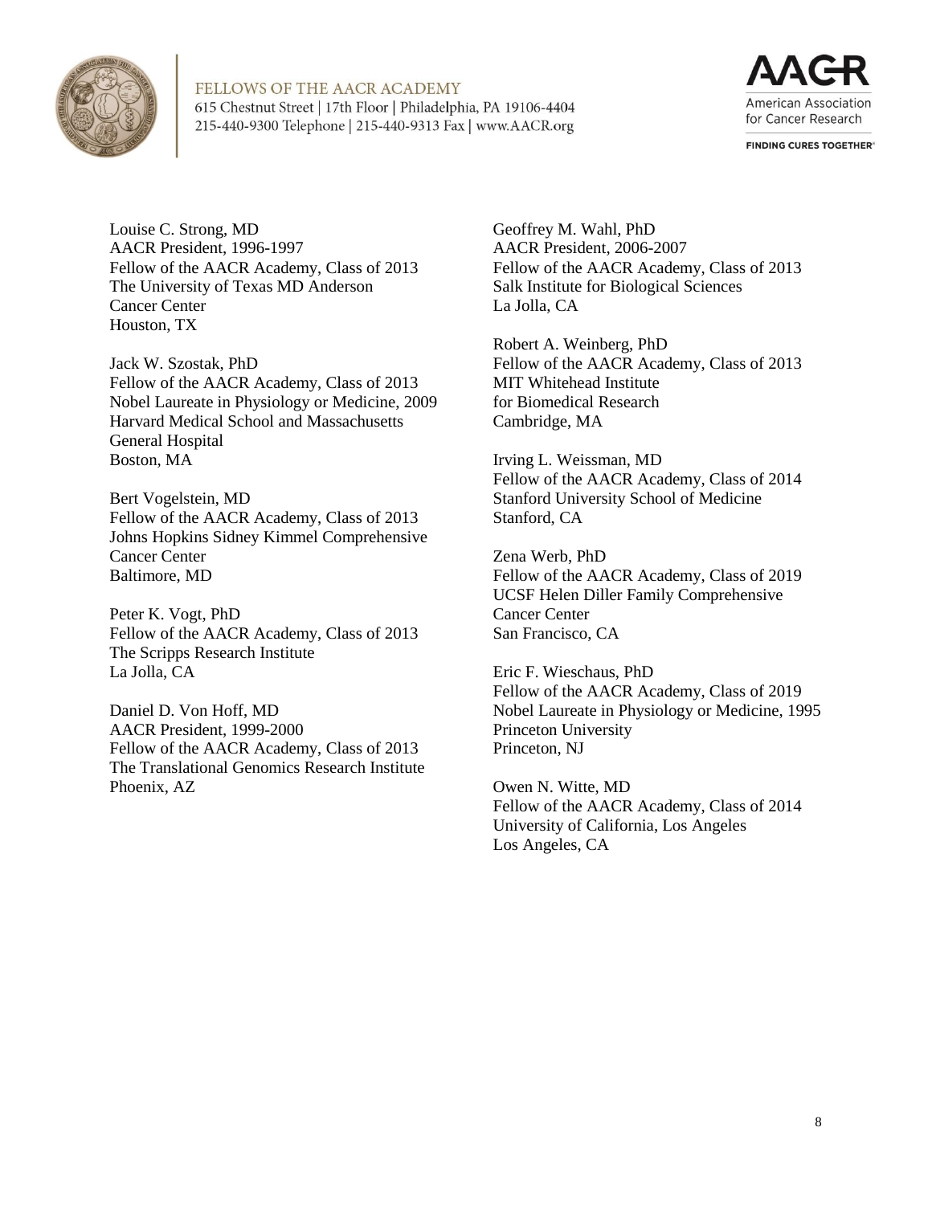Louise C. Strong, MD
AACR President, 1996-1997
Fellow of the AACR Academy, Class of 2013
The University of Texas MD Anderson Cancer Center
Houston, TX

Jack W. Szostak, PhD
Fellow of the AACR Academy, Class of 2013
Nobel Laureate in Physiology or Medicine, 2009
Harvard Medical School and Massachusetts General Hospital
Boston, MA

Bert Vogelstein, MD
Fellow of the AACR Academy, Class of 2013
Johns Hopkins Sidney Kimmel Comprehensive Cancer Center
Baltimore, MD

Peter K. Vogt, PhD
Fellow of the AACR Academy, Class of 2013
The Scripps Research Institute
La Jolla, CA

Daniel D. Von Hoff, MD
AACR President, 1999-2000
Fellow of the AACR Academy, Class of 2013
The Translational Genomics Research Institute
Phoenix, AZ

Geoffrey M. Wahl, PhD
AACR President, 2006-2007
Fellow of the AACR Academy, Class of 2013
Salk Institute for Biological Sciences
La Jolla, CA

Robert A. Weinberg, PhD
Fellow of the AACR Academy, Class of 2013
MIT Whitehead Institute for Biomedical Research
Cambridge, MA

Irving L. Weissman, MD
Fellow of the AACR Academy, Class of 2014
Stanford University School of Medicine
Stanford, CA

Zena Werb, PhD
Fellow of the AACR Academy, Class of 2019
UCSF Helen Diller Family Comprehensive Cancer Center
San Francisco, CA

Eric F. Wieschaus, PhD
Fellow of the AACR Academy, Class of 2019
Nobel Laureate in Physiology or Medicine, 1995
Princeton University
Princeton, NJ

Owen N. Witte, MD
Fellow of the AACR Academy, Class of 2014
University of California, Los Angeles
Los Angeles, CA